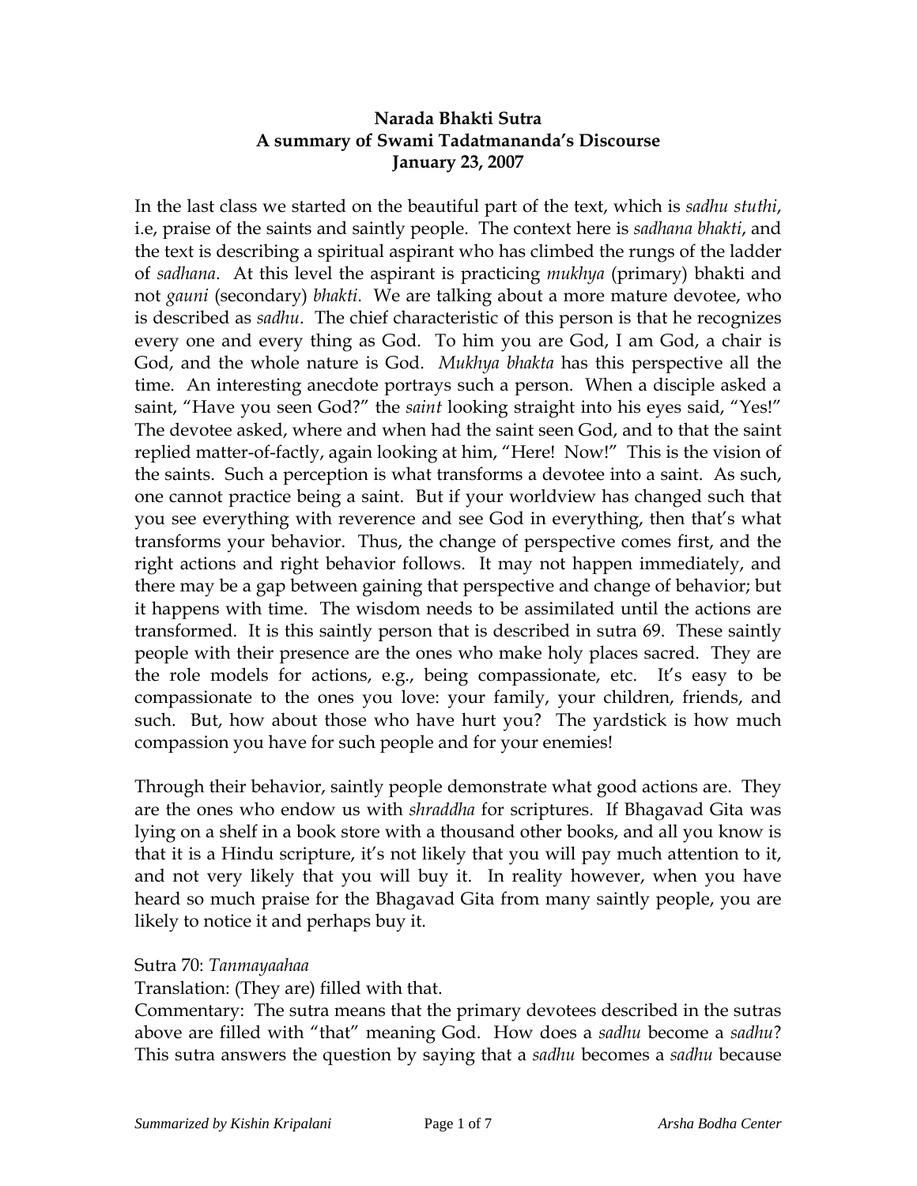**Narada Bhakti Sutra**
**A summary of Swami Tadatmananda's Discourse**
**January 23, 2007**

In the last class we started on the beautiful part of the text, which is *sadhu stuthi*, i.e, praise of the saints and saintly people. The context here is *sadhana bhakti*, and the text is describing a spiritual aspirant who has climbed the rungs of the ladder of *sadhana*. At this level the aspirant is practicing *mukhya* (primary) bhakti and not *gauni* (secondary) *bhakti*. We are talking about a more mature devotee, who is described as *sadhu*. The chief characteristic of this person is that he recognizes every one and every thing as God. To him you are God, I am God, a chair is God, and the whole nature is God. *Mukhya bhakta* has this perspective all the time. An interesting anecdote portrays such a person. When a disciple asked a saint, "Have you seen God?" the *saint* looking straight into his eyes said, "Yes!" The devotee asked, where and when had the saint seen God, and to that the saint replied matter-of-factly, again looking at him, "Here! Now!" This is the vision of the saints. Such a perception is what transforms a devotee into a saint. As such, one cannot practice being a saint. But if your worldview has changed such that you see everything with reverence and see God in everything, then that's what transforms your behavior. Thus, the change of perspective comes first, and the right actions and right behavior follows. It may not happen immediately, and there may be a gap between gaining that perspective and change of behavior; but it happens with time. The wisdom needs to be assimilated until the actions are transformed. It is this saintly person that is described in sutra 69. These saintly people with their presence are the ones who make holy places sacred. They are the role models for actions, e.g., being compassionate, etc. It's easy to be compassionate to the ones you love: your family, your children, friends, and such. But, how about those who have hurt you? The yardstick is how much compassion you have for such people and for your enemies!

Through their behavior, saintly people demonstrate what good actions are. They are the ones who endow us with *shraddha* for scriptures. If Bhagavad Gita was lying on a shelf in a book store with a thousand other books, and all you know is that it is a Hindu scripture, it's not likely that you will pay much attention to it, and not very likely that you will buy it. In reality however, when you have heard so much praise for the Bhagavad Gita from many saintly people, you are likely to notice it and perhaps buy it.

Sutra 70: *Tanmayaahaa*
Translation: (They are) filled with that.
Commentary: The sutra means that the primary devotees described in the sutras above are filled with "that" meaning God. How does a *sadhu* become a *sadhu*? This sutra answers the question by saying that a *sadhu* becomes a *sadhu* because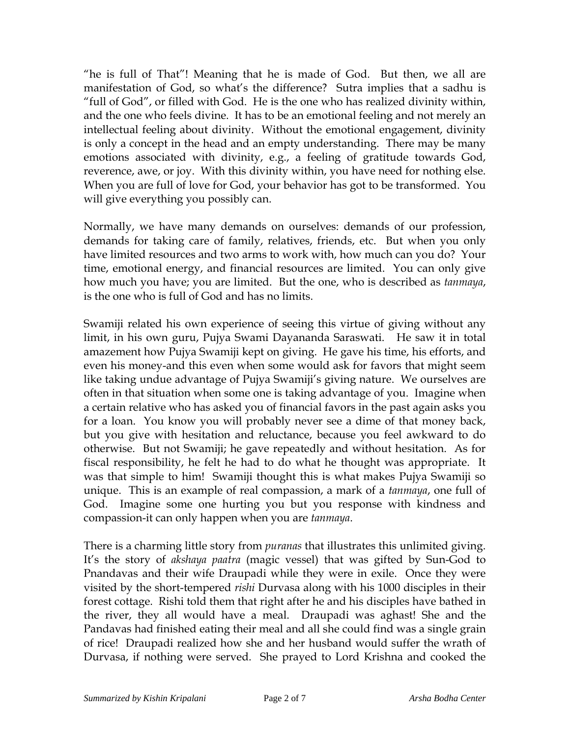"he is full of That"! Meaning that he is made of God. But then, we all are manifestation of God, so what's the difference? Sutra implies that a sadhu is "full of God", or filled with God. He is the one who has realized divinity within, and the one who feels divine. It has to be an emotional feeling and not merely an intellectual feeling about divinity. Without the emotional engagement, divinity is only a concept in the head and an empty understanding. There may be many emotions associated with divinity, e.g., a feeling of gratitude towards God, reverence, awe, or joy. With this divinity within, you have need for nothing else. When you are full of love for God, your behavior has got to be transformed. You will give everything you possibly can.

Normally, we have many demands on ourselves: demands of our profession, demands for taking care of family, relatives, friends, etc. But when you only have limited resources and two arms to work with, how much can you do? Your time, emotional energy, and financial resources are limited. You can only give how much you have; you are limited. But the one, who is described as *tanmaya*, is the one who is full of God and has no limits.

Swamiji related his own experience of seeing this virtue of giving without any limit, in his own guru, Pujya Swami Dayananda Saraswati. He saw it in total amazement how Pujya Swamiji kept on giving. He gave his time, his efforts, and even his money-and this even when some would ask for favors that might seem like taking undue advantage of Pujya Swamiji's giving nature. We ourselves are often in that situation when some one is taking advantage of you. Imagine when a certain relative who has asked you of financial favors in the past again asks you for a loan. You know you will probably never see a dime of that money back, but you give with hesitation and reluctance, because you feel awkward to do otherwise. But not Swamiji; he gave repeatedly and without hesitation. As for fiscal responsibility, he felt he had to do what he thought was appropriate. It was that simple to him! Swamiji thought this is what makes Pujya Swamiji so unique. This is an example of real compassion, a mark of a *tanmaya*, one full of God. Imagine some one hurting you but you response with kindness and compassion-it can only happen when you are *tanmaya*.

There is a charming little story from *puranas* that illustrates this unlimited giving. It's the story of *akshaya paatra* (magic vessel) that was gifted by Sun-God to Pnandavas and their wife Draupadi while they were in exile. Once they were visited by the short-tempered *rishi* Durvasa along with his 1000 disciples in their forest cottage. Rishi told them that right after he and his disciples have bathed in the river, they all would have a meal. Draupadi was aghast! She and the Pandavas had finished eating their meal and all she could find was a single grain of rice! Draupadi realized how she and her husband would suffer the wrath of Durvasa, if nothing were served. She prayed to Lord Krishna and cooked the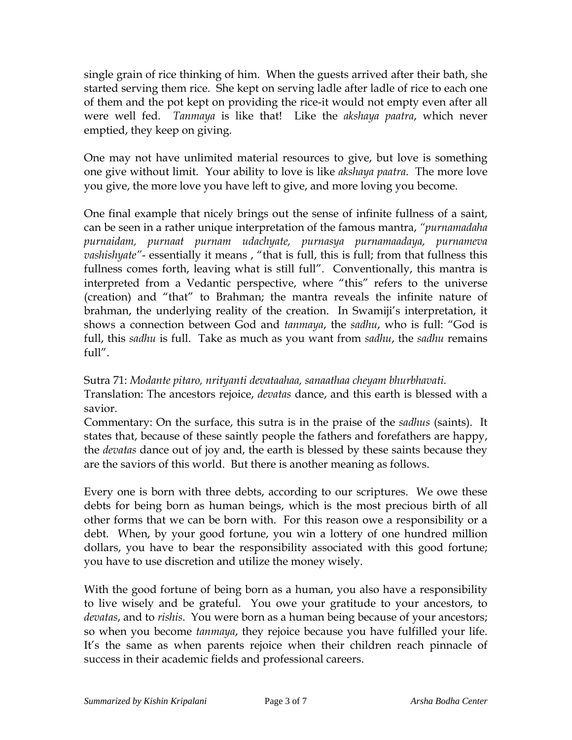single grain of rice thinking of him. When the guests arrived after their bath, she started serving them rice. She kept on serving ladle after ladle of rice to each one of them and the pot kept on providing the rice-it would not empty even after all were well fed. *Tanmaya* is like that! Like the *akshaya paatra*, which never emptied, they keep on giving.

One may not have unlimited material resources to give, but love is something one give without limit. Your ability to love is like *akshaya paatra*. The more love you give, the more love you have left to give, and more loving you become.

One final example that nicely brings out the sense of infinite fullness of a saint, can be seen in a rather unique interpretation of the famous mantra, *"purnamadaha purnaidam, purnaat purnam udachyate, purnasya purnamaadaya, purnameva vashishyate"*- essentially it means , "that is full, this is full; from that fullness this fullness comes forth, leaving what is still full". Conventionally, this mantra is interpreted from a Vedantic perspective, where "this" refers to the universe (creation) and "that" to Brahman; the mantra reveals the infinite nature of brahman, the underlying reality of the creation. In Swamiji's interpretation, it shows a connection between God and *tanmaya*, the *sadhu*, who is full: "God is full, this *sadhu* is full. Take as much as you want from *sadhu*, the *sadhu* remains full".

Sutra 71: *Modante pitaro, nrityanti devataahaa, sanaathaa cheyam bhurbhavati.*
Translation: The ancestors rejoice, *devatas* dance, and this earth is blessed with a savior.
Commentary: On the surface, this sutra is in the praise of the *sadhus* (saints). It states that, because of these saintly people the fathers and forefathers are happy, the *devatas* dance out of joy and, the earth is blessed by these saints because they are the saviors of this world. But there is another meaning as follows.

Every one is born with three debts, according to our scriptures. We owe these debts for being born as human beings, which is the most precious birth of all other forms that we can be born with. For this reason owe a responsibility or a debt. When, by your good fortune, you win a lottery of one hundred million dollars, you have to bear the responsibility associated with this good fortune; you have to use discretion and utilize the money wisely.

With the good fortune of being born as a human, you also have a responsibility to live wisely and be grateful. You owe your gratitude to your ancestors, to *devatas*, and to *rishis*. You were born as a human being because of your ancestors; so when you become *tanmaya*, they rejoice because you have fulfilled your life. It's the same as when parents rejoice when their children reach pinnacle of success in their academic fields and professional careers.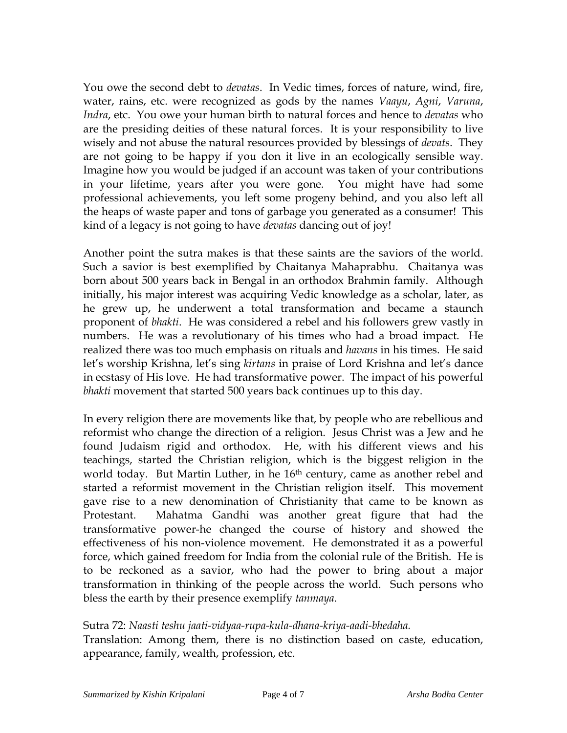You owe the second debt to *devatas*. In Vedic times, forces of nature, wind, fire, water, rains, etc. were recognized as gods by the names *Vaayu*, *Agni*, *Varuna*, *Indra*, etc. You owe your human birth to natural forces and hence to *devatas* who are the presiding deities of these natural forces. It is your responsibility to live wisely and not abuse the natural resources provided by blessings of *devats*. They are not going to be happy if you don it live in an ecologically sensible way. Imagine how you would be judged if an account was taken of your contributions in your lifetime, years after you were gone. You might have had some professional achievements, you left some progeny behind, and you also left all the heaps of waste paper and tons of garbage you generated as a consumer! This kind of a legacy is not going to have *devatas* dancing out of joy!

Another point the sutra makes is that these saints are the saviors of the world. Such a savior is best exemplified by Chaitanya Mahaprabhu. Chaitanya was born about 500 years back in Bengal in an orthodox Brahmin family. Although initially, his major interest was acquiring Vedic knowledge as a scholar, later, as he grew up, he underwent a total transformation and became a staunch proponent of *bhakti*. He was considered a rebel and his followers grew vastly in numbers. He was a revolutionary of his times who had a broad impact. He realized there was too much emphasis on rituals and *havans* in his times. He said let's worship Krishna, let's sing *kirtans* in praise of Lord Krishna and let's dance in ecstasy of His love. He had transformative power. The impact of his powerful *bhakti* movement that started 500 years back continues up to this day.

In every religion there are movements like that, by people who are rebellious and reformist who change the direction of a religion. Jesus Christ was a Jew and he found Judaism rigid and orthodox. He, with his different views and his teachings, started the Christian religion, which is the biggest religion in the world today. But Martin Luther, in he 16th century, came as another rebel and started a reformist movement in the Christian religion itself. This movement gave rise to a new denomination of Christianity that came to be known as Protestant. Mahatma Gandhi was another great figure that had the transformative power-he changed the course of history and showed the effectiveness of his non-violence movement. He demonstrated it as a powerful force, which gained freedom for India from the colonial rule of the British. He is to be reckoned as a savior, who had the power to bring about a major transformation in thinking of the people across the world. Such persons who bless the earth by their presence exemplify *tanmaya*.

Sutra 72: *Naasti teshu jaati-vidyaa-rupa-kula-dhana-kriya-aadi-bhedaha.*
Translation: Among them, there is no distinction based on caste, education, appearance, family, wealth, profession, etc.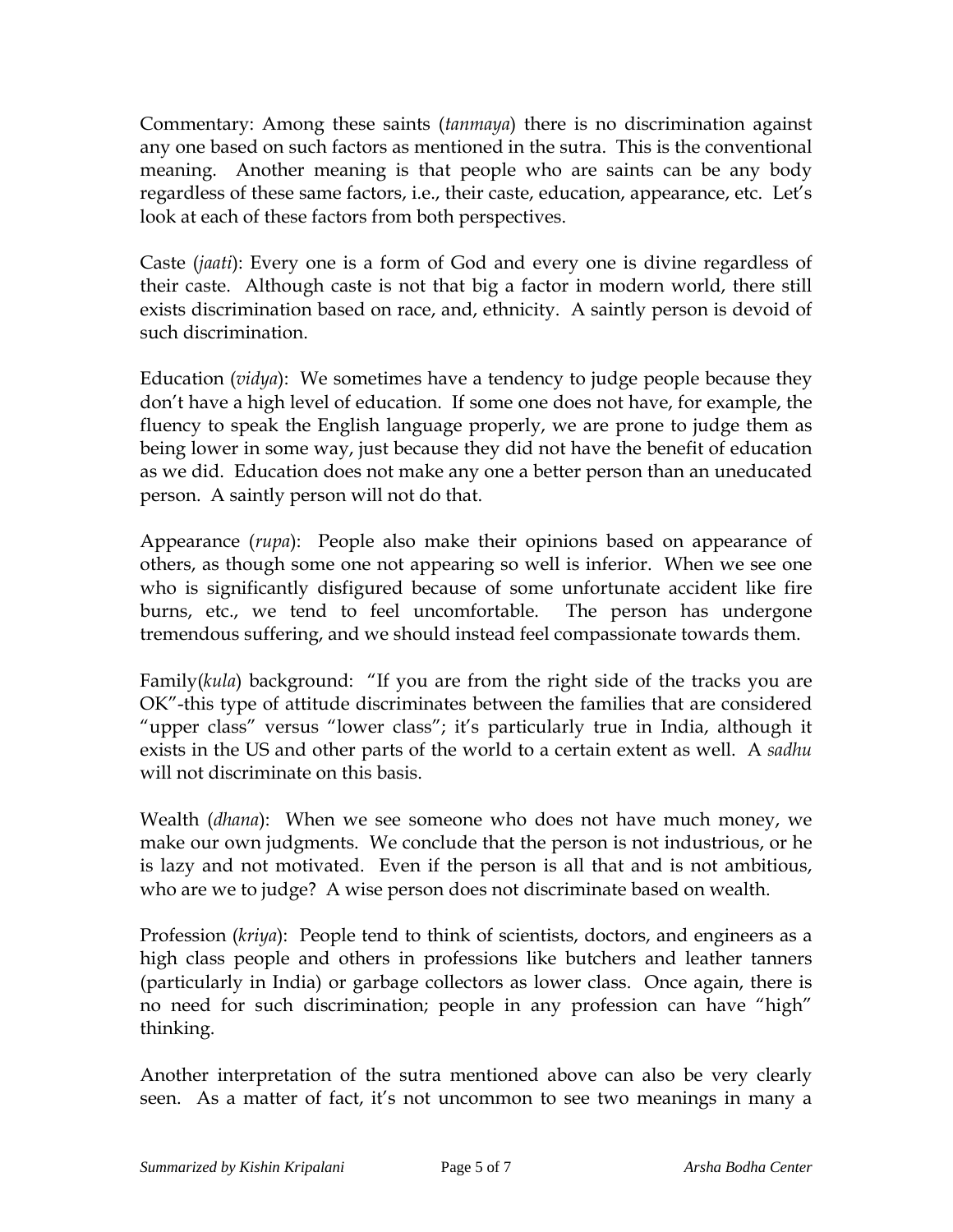Commentary: Among these saints (*tanmaya*) there is no discrimination against any one based on such factors as mentioned in the sutra. This is the conventional meaning. Another meaning is that people who are saints can be any body regardless of these same factors, i.e., their caste, education, appearance, etc. Let's look at each of these factors from both perspectives.

Caste (*jaati*): Every one is a form of God and every one is divine regardless of their caste. Although caste is not that big a factor in modern world, there still exists discrimination based on race, and, ethnicity. A saintly person is devoid of such discrimination.

Education (*vidya*): We sometimes have a tendency to judge people because they don't have a high level of education. If some one does not have, for example, the fluency to speak the English language properly, we are prone to judge them as being lower in some way, just because they did not have the benefit of education as we did. Education does not make any one a better person than an uneducated person. A saintly person will not do that.

Appearance (*rupa*): People also make their opinions based on appearance of others, as though some one not appearing so well is inferior. When we see one who is significantly disfigured because of some unfortunate accident like fire burns, etc., we tend to feel uncomfortable. The person has undergone tremendous suffering, and we should instead feel compassionate towards them.

Family(*kula*) background: "If you are from the right side of the tracks you are OK"-this type of attitude discriminates between the families that are considered "upper class" versus "lower class"; it's particularly true in India, although it exists in the US and other parts of the world to a certain extent as well. A *sadhu* will not discriminate on this basis.

Wealth (*dhana*): When we see someone who does not have much money, we make our own judgments. We conclude that the person is not industrious, or he is lazy and not motivated. Even if the person is all that and is not ambitious, who are we to judge? A wise person does not discriminate based on wealth.

Profession (*kriya*): People tend to think of scientists, doctors, and engineers as a high class people and others in professions like butchers and leather tanners (particularly in India) or garbage collectors as lower class. Once again, there is no need for such discrimination; people in any profession can have "high" thinking.

Another interpretation of the sutra mentioned above can also be very clearly seen. As a matter of fact, it's not uncommon to see two meanings in many a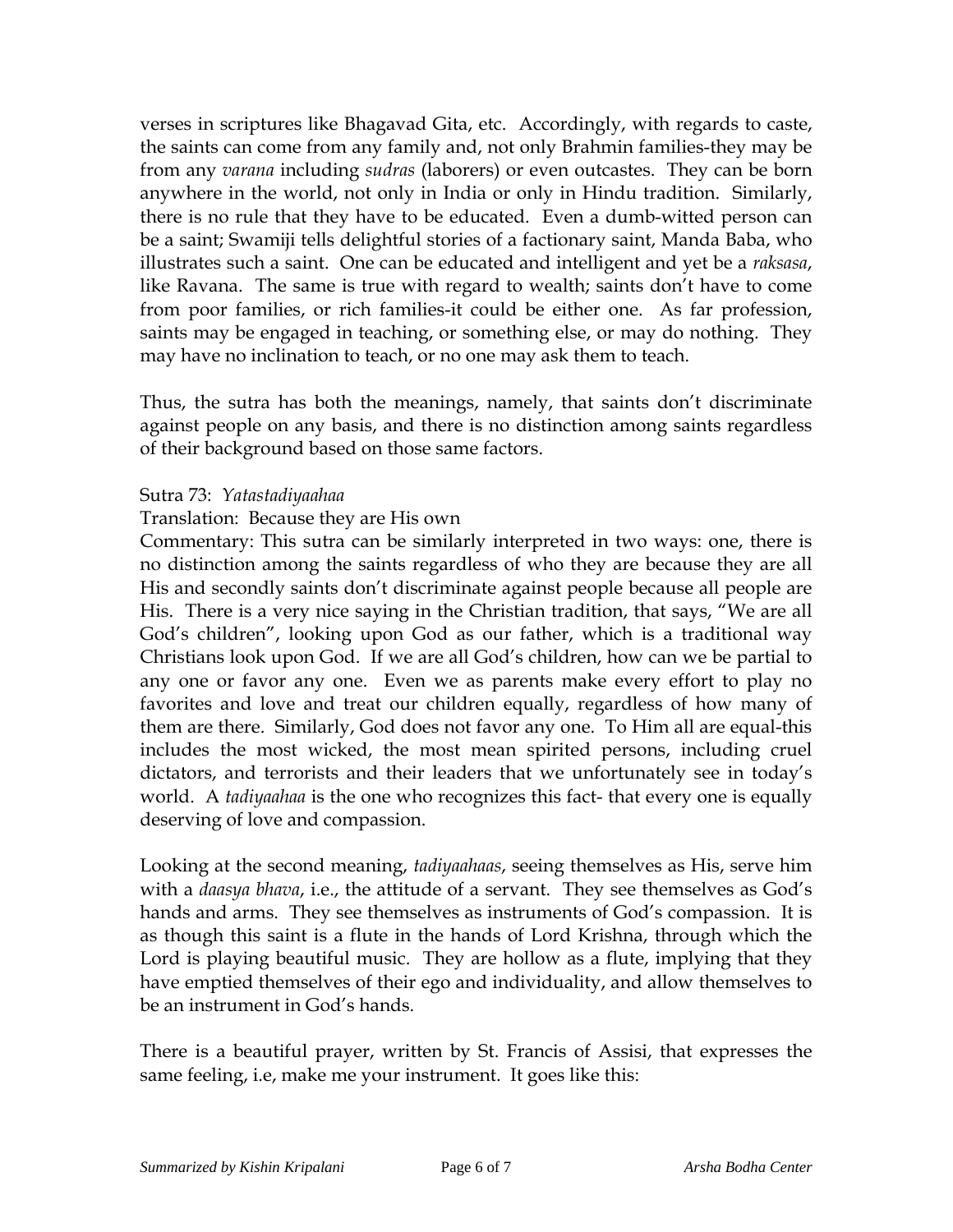verses in scriptures like Bhagavad Gita, etc. Accordingly, with regards to caste, the saints can come from any family and, not only Brahmin families-they may be from any *varana* including *sudras* (laborers) or even outcastes. They can be born anywhere in the world, not only in India or only in Hindu tradition. Similarly, there is no rule that they have to be educated. Even a dumb-witted person can be a saint; Swamiji tells delightful stories of a factionary saint, Manda Baba, who illustrates such a saint. One can be educated and intelligent and yet be a *raksasa*, like Ravana. The same is true with regard to wealth; saints don't have to come from poor families, or rich families-it could be either one. As far profession, saints may be engaged in teaching, or something else, or may do nothing. They may have no inclination to teach, or no one may ask them to teach.

Thus, the sutra has both the meanings, namely, that saints don't discriminate against people on any basis, and there is no distinction among saints regardless of their background based on those same factors.

Sutra 73: *Yatastadiyaahaa*

Translation: Because they are His own

Commentary: This sutra can be similarly interpreted in two ways: one, there is no distinction among the saints regardless of who they are because they are all His and secondly saints don't discriminate against people because all people are His. There is a very nice saying in the Christian tradition, that says, "We are all God's children", looking upon God as our father, which is a traditional way Christians look upon God. If we are all God's children, how can we be partial to any one or favor any one. Even we as parents make every effort to play no favorites and love and treat our children equally, regardless of how many of them are there. Similarly, God does not favor any one. To Him all are equal-this includes the most wicked, the most mean spirited persons, including cruel dictators, and terrorists and their leaders that we unfortunately see in today's world. A *tadiyaahaa* is the one who recognizes this fact- that every one is equally deserving of love and compassion.

Looking at the second meaning, *tadiyaahaas*, seeing themselves as His, serve him with a *daasya bhava*, i.e., the attitude of a servant. They see themselves as God's hands and arms. They see themselves as instruments of God's compassion. It is as though this saint is a flute in the hands of Lord Krishna, through which the Lord is playing beautiful music. They are hollow as a flute, implying that they have emptied themselves of their ego and individuality, and allow themselves to be an instrument in God's hands.

There is a beautiful prayer, written by St. Francis of Assisi, that expresses the same feeling, i.e, make me your instrument. It goes like this: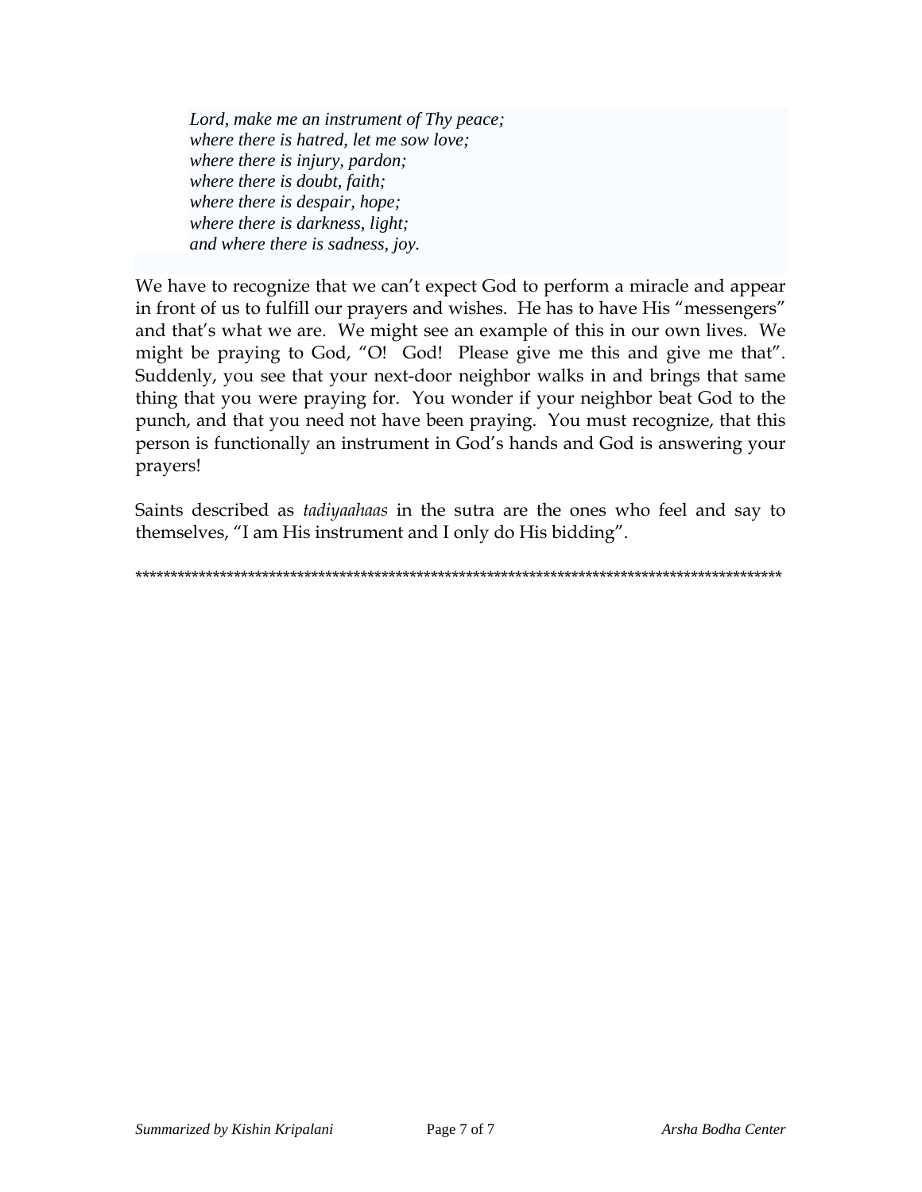*Lord, make me an instrument of Thy peace;*
*where there is hatred, let me sow love;*
*where there is injury, pardon;*
*where there is doubt, faith;*
*where there is despair, hope;*
*where there is darkness, light;*
*and where there is sadness, joy.*

We have to recognize that we can't expect God to perform a miracle and appear in front of us to fulfill our prayers and wishes. He has to have His "messengers" and that's what we are. We might see an example of this in our own lives. We might be praying to God, "O! God! Please give me this and give me that". Suddenly, you see that your next-door neighbor walks in and brings that same thing that you were praying for. You wonder if your neighbor beat God to the punch, and that you need not have been praying. You must recognize, that this person is functionally an instrument in God's hands and God is answering your prayers!

Saints described as *tadiyaahaas* in the sutra are the ones who feel and say to themselves, "I am His instrument and I only do His bidding".

***********************************************************************************************

*Summarized by Kishin Kripalani* *Arsha Bodha Center*